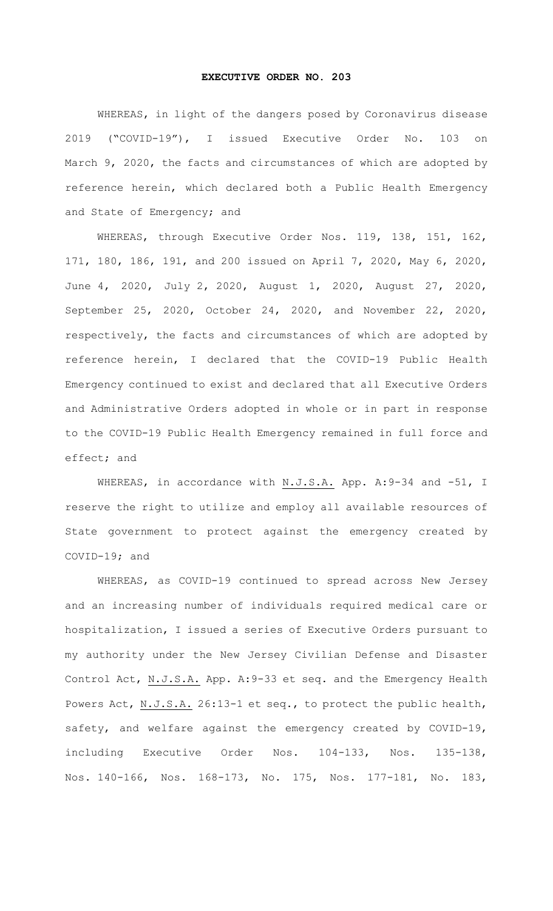# EXECUTIVE ORDER NO. 203

WHEREAS, in light of the dangers posed by Coronavirus disease 2019 ("COVID-19"), I issued Executive Order No. 103 on March 9, 2020, the facts and circumstances of which are adopted by reference herein, which declared both a Public Health Emergency and State of Emergency; and

WHEREAS, through Executive Order Nos. 119, 138, 151, 162, 171, 180, 186, 191, and 200 issued on April 7, 2020, May 6, 2020, June 4, 2020, July 2, 2020, August 1, 2020, August 27, 2020, September 25, 2020, October 24, 2020, and November 22, 2020, respectively, the facts and circumstances of which are adopted by reference herein, I declared that the COVID-19 Public Health Emergency continued to exist and declared that all Executive Orders and Administrative Orders adopted in whole or in part in response to the COVID-19 Public Health Emergency remained in full force and effect; and

WHEREAS, in accordance with N.J.S.A. App. A:9-34 and -51, I reserve the right to utilize and employ all available resources of State government to protect against the emergency created by COVID-19; and

WHEREAS, as COVID-19 continued to spread across New Jersey and an increasing number of individuals required medical care or hospitalization, I issued a series of Executive Orders pursuant to my authority under the New Jersey Civilian Defense and Disaster Control Act, N.J.S.A. App. A:9-33 et seq. and the Emergency Health Powers Act, N.J.S.A. 26:13-1 et seq., to protect the public health, safety, and welfare against the emergency created by COVID-19, including Executive Order Nos. 104-133, Nos. 135-138, Nos. 140-166, Nos. 168-173, No. 175, Nos. 177-181, No. 183,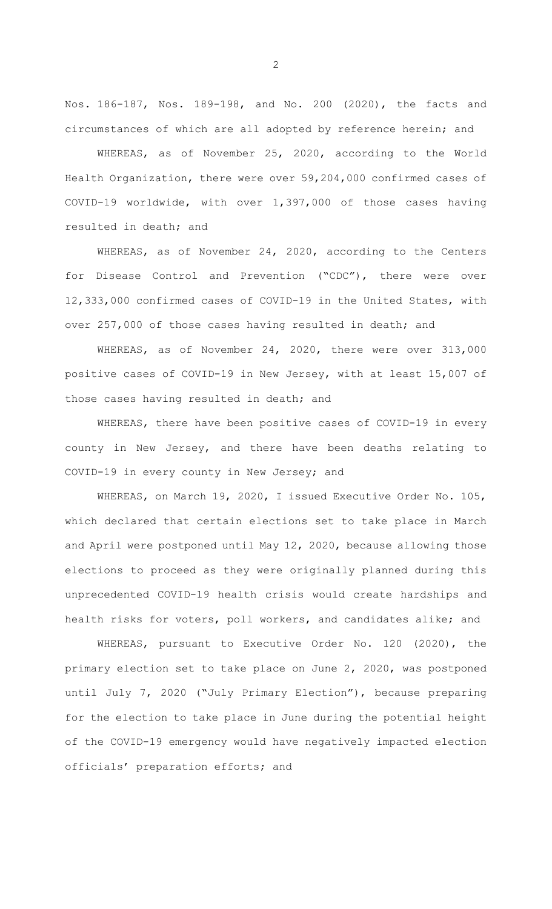Nos. 186-187, Nos. 189-198, and No. 200 (2020), the facts and circumstances of which are all adopted by reference herein; and

WHEREAS, as of November 25, 2020, according to the World Health Organization, there were over 59,204,000 confirmed cases of COVID-19 worldwide, with over 1,397,000 of those cases having resulted in death; and

WHEREAS, as of November 24, 2020, according to the Centers for Disease Control and Prevention ("CDC"), there were over 12,333,000 confirmed cases of COVID-19 in the United States, with over 257,000 of those cases having resulted in death; and

WHEREAS, as of November 24, 2020, there were over 313,000 positive cases of COVID-19 in New Jersey, with at least 15,007 of those cases having resulted in death; and

WHEREAS, there have been positive cases of COVID-19 in every county in New Jersey, and there have been deaths relating to COVID-19 in every county in New Jersey; and

WHEREAS, on March 19, 2020, I issued Executive Order No. 105, which declared that certain elections set to take place in March and April were postponed until May 12, 2020, because allowing those elections to proceed as they were originally planned during this unprecedented COVID-19 health crisis would create hardships and health risks for voters, poll workers, and candidates alike; and

WHEREAS, pursuant to Executive Order No. 120 (2020), the primary election set to take place on June 2, 2020, was postponed until July 7, 2020 ("July Primary Election"), because preparing for the election to take place in June during the potential height of the COVID-19 emergency would have negatively impacted election officials' preparation efforts; and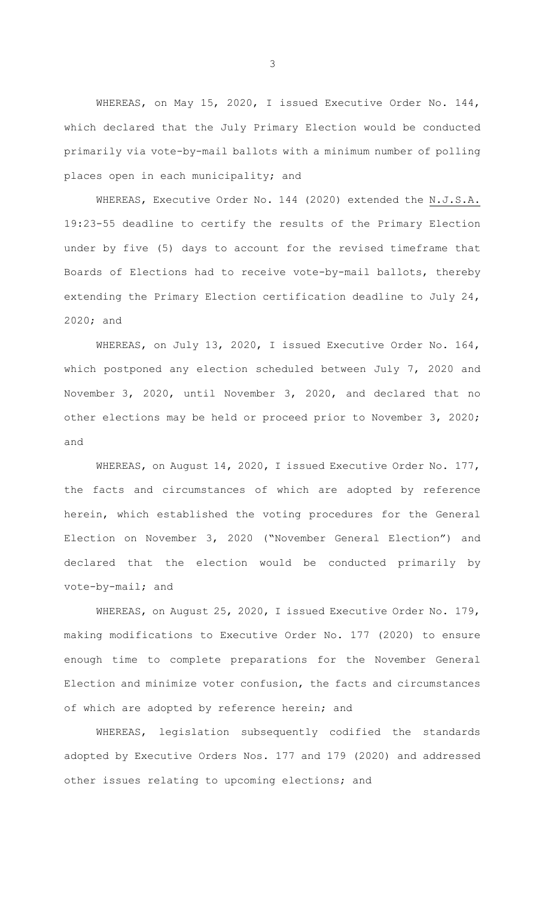WHEREAS, on May 15, 2020, I issued Executive Order No. 144, which declared that the July Primary Election would be conducted primarily via vote-by-mail ballots with a minimum number of polling places open in each municipality; and

WHEREAS, Executive Order No. 144 (2020) extended the N.J.S.A. 19:23-55 deadline to certify the results of the Primary Election under by five (5) days to account for the revised timeframe that Boards of Elections had to receive vote-by-mail ballots, thereby extending the Primary Election certification deadline to July 24, 2020; and

WHEREAS, on July 13, 2020, I issued Executive Order No. 164, which postponed any election scheduled between July 7, 2020 and November 3, 2020, until November 3, 2020, and declared that no other elections may be held or proceed prior to November 3, 2020; and

WHEREAS, on August 14, 2020, I issued Executive Order No. 177, the facts and circumstances of which are adopted by reference herein, which established the voting procedures for the General Election on November 3, 2020 ("November General Election") and declared that the election would be conducted primarily by vote-by-mail; and

WHEREAS, on August 25, 2020, I issued Executive Order No. 179, making modifications to Executive Order No. 177 (2020) to ensure enough time to complete preparations for the November General Election and minimize voter confusion, the facts and circumstances of which are adopted by reference herein; and

WHEREAS, legislation subsequently codified the standards adopted by Executive Orders Nos. 177 and 179 (2020) and addressed other issues relating to upcoming elections; and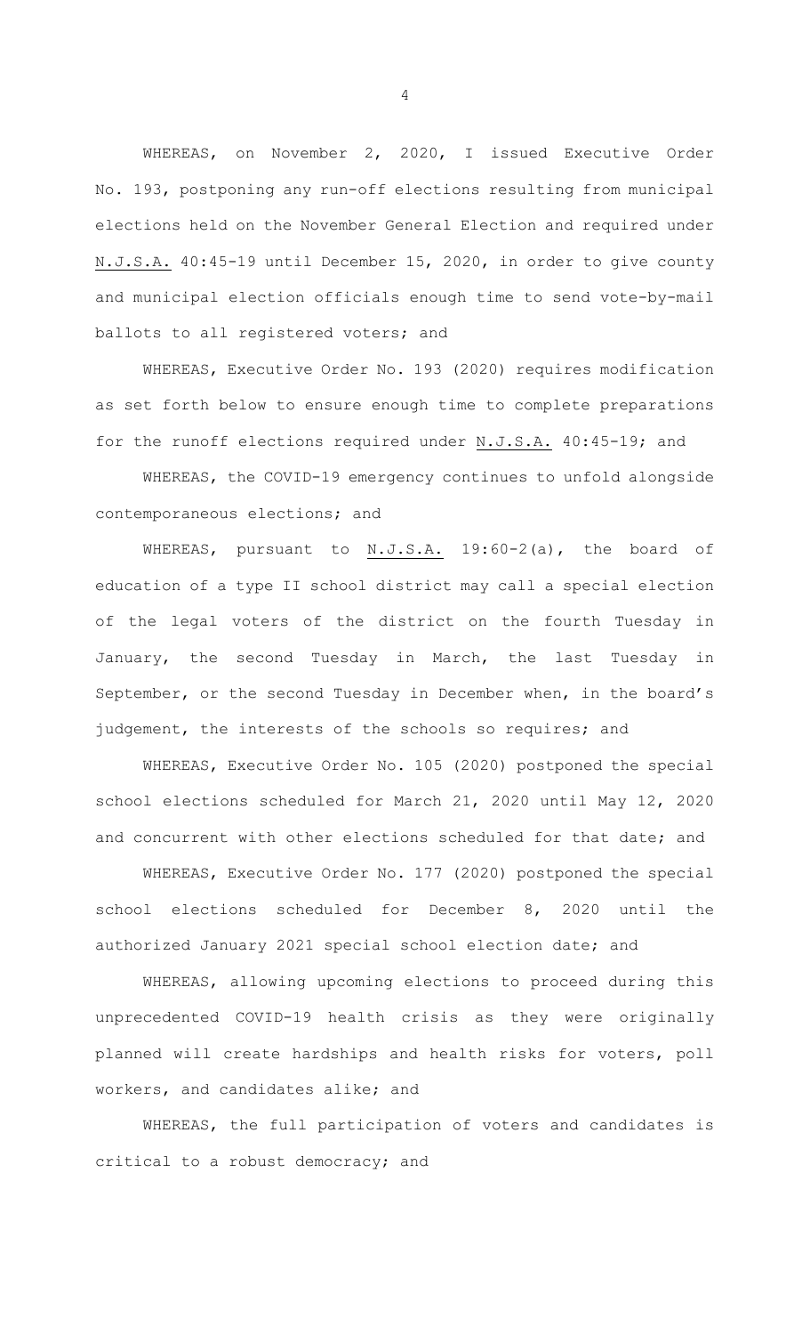WHEREAS, on November 2, 2020, I issued Executive Order No. 193, postponing any run-off elections resulting from municipal elections held on the November General Election and required under N.J.S.A. 40:45-19 until December 15, 2020, in order to give county and municipal election officials enough time to send vote-by-mail ballots to all registered voters; and

WHEREAS, Executive Order No. 193 (2020) requires modification as set forth below to ensure enough time to complete preparations for the runoff elections required under N.J.S.A. 40:45-19; and

WHEREAS, the COVID-19 emergency continues to unfold alongside contemporaneous elections; and

WHEREAS, pursuant to N.J.S.A. 19:60-2(a), the board of education of a type II school district may call a special election of the legal voters of the district on the fourth Tuesday in January, the second Tuesday in March, the last Tuesday in September, or the second Tuesday in December when, in the board's judgement, the interests of the schools so requires; and

WHEREAS, Executive Order No. 105 (2020) postponed the special school elections scheduled for March 21, 2020 until May 12, 2020 and concurrent with other elections scheduled for that date; and

WHEREAS, Executive Order No. 177 (2020) postponed the special school elections scheduled for December 8, 2020 until the authorized January 2021 special school election date; and

WHEREAS, allowing upcoming elections to proceed during this unprecedented COVID-19 health crisis as they were originally planned will create hardships and health risks for voters, poll workers, and candidates alike; and

WHEREAS, the full participation of voters and candidates is critical to a robust democracy; and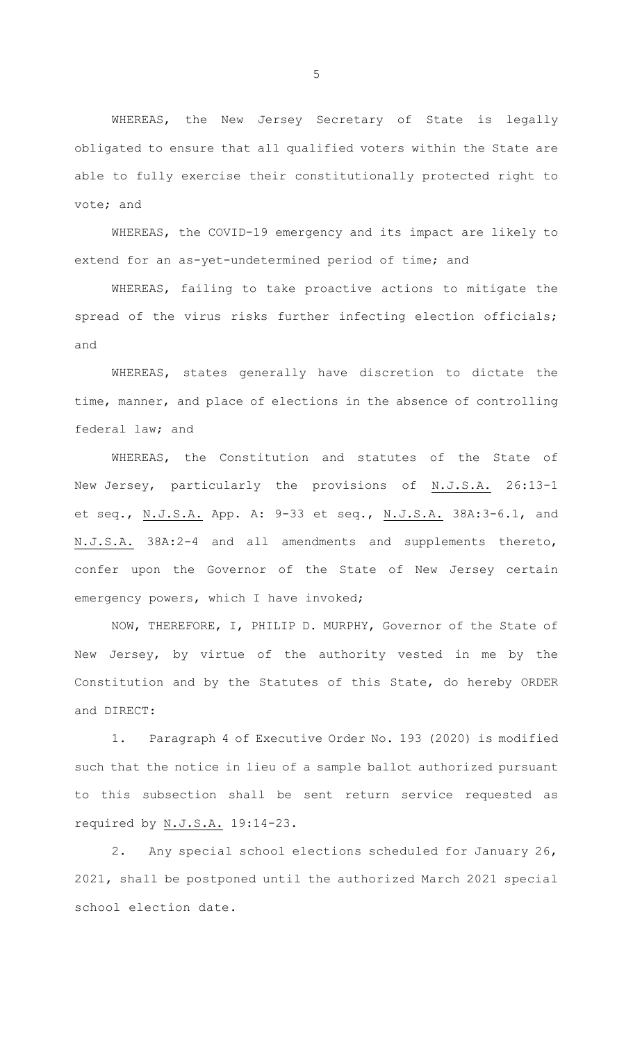WHEREAS, the New Jersey Secretary of State is legally obligated to ensure that all qualified voters within the State are able to fully exercise their constitutionally protected right to vote; and

WHEREAS, the COVID-19 emergency and its impact are likely to extend for an as-yet-undetermined period of time; and

WHEREAS, failing to take proactive actions to mitigate the spread of the virus risks further infecting election officials; and

WHEREAS, states generally have discretion to dictate the time, manner, and place of elections in the absence of controlling federal law; and

WHEREAS, the Constitution and statutes of the State of New Jersey, particularly the provisions of N.J.S.A. 26:13-1 et seq., N.J.S.A. App. A: 9-33 et seq., N.J.S.A. 38A:3-6.1, and N.J.S.A. 38A:2-4 and all amendments and supplements thereto, confer upon the Governor of the State of New Jersey certain emergency powers, which I have invoked;

NOW, THEREFORE, I, PHILIP D. MURPHY, Governor of the State of New Jersey, by virtue of the authority vested in me by the Constitution and by the Statutes of this State, do hereby ORDER and DIRECT:

1. Paragraph 4 of Executive Order No. 193 (2020) is modified such that the notice in lieu of a sample ballot authorized pursuant to this subsection shall be sent return service requested as required by N.J.S.A. 19:14-23.

2. Any special school elections scheduled for January 26, 2021, shall be postponed until the authorized March 2021 special school election date.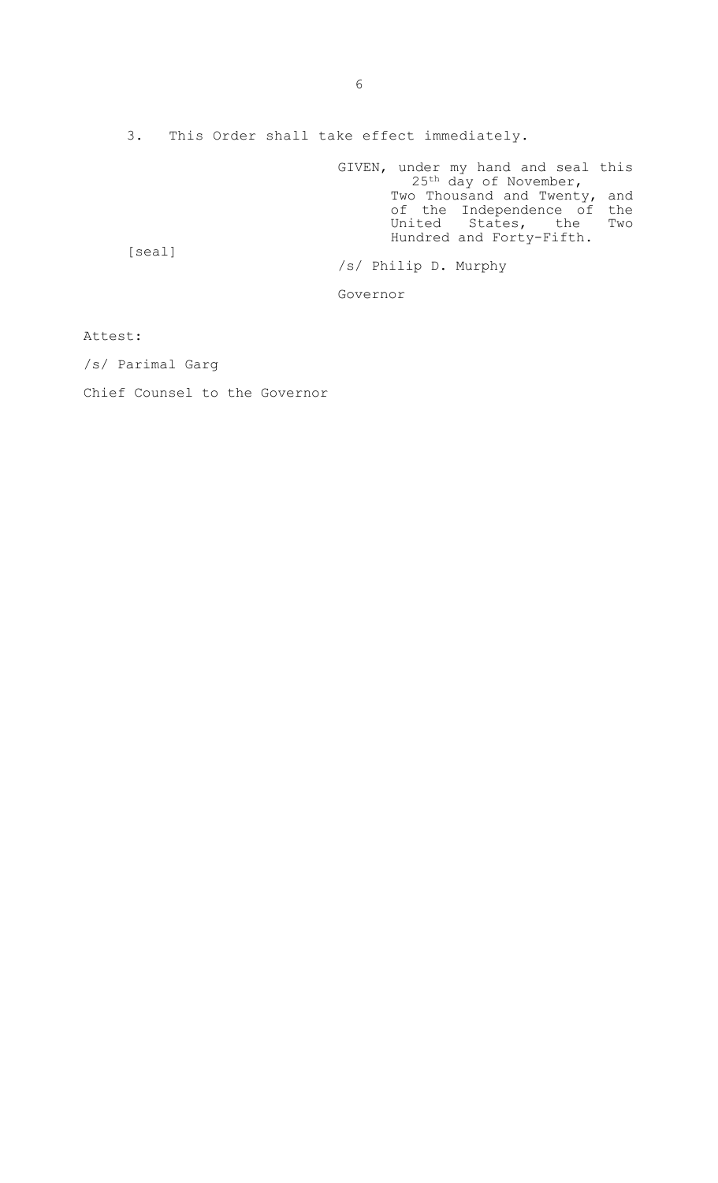3. This Order shall take effect immediately.

GIVEN, under my hand and seal this 25th day of November, Two Thousand and Twenty, and of the Independence of the United States, the Two Hundred and Forty-Fifth.

[seal]

/s/ Philip D. Murphy

Governor

Attest:

/s/ Parimal Garg

Chief Counsel to the Governor